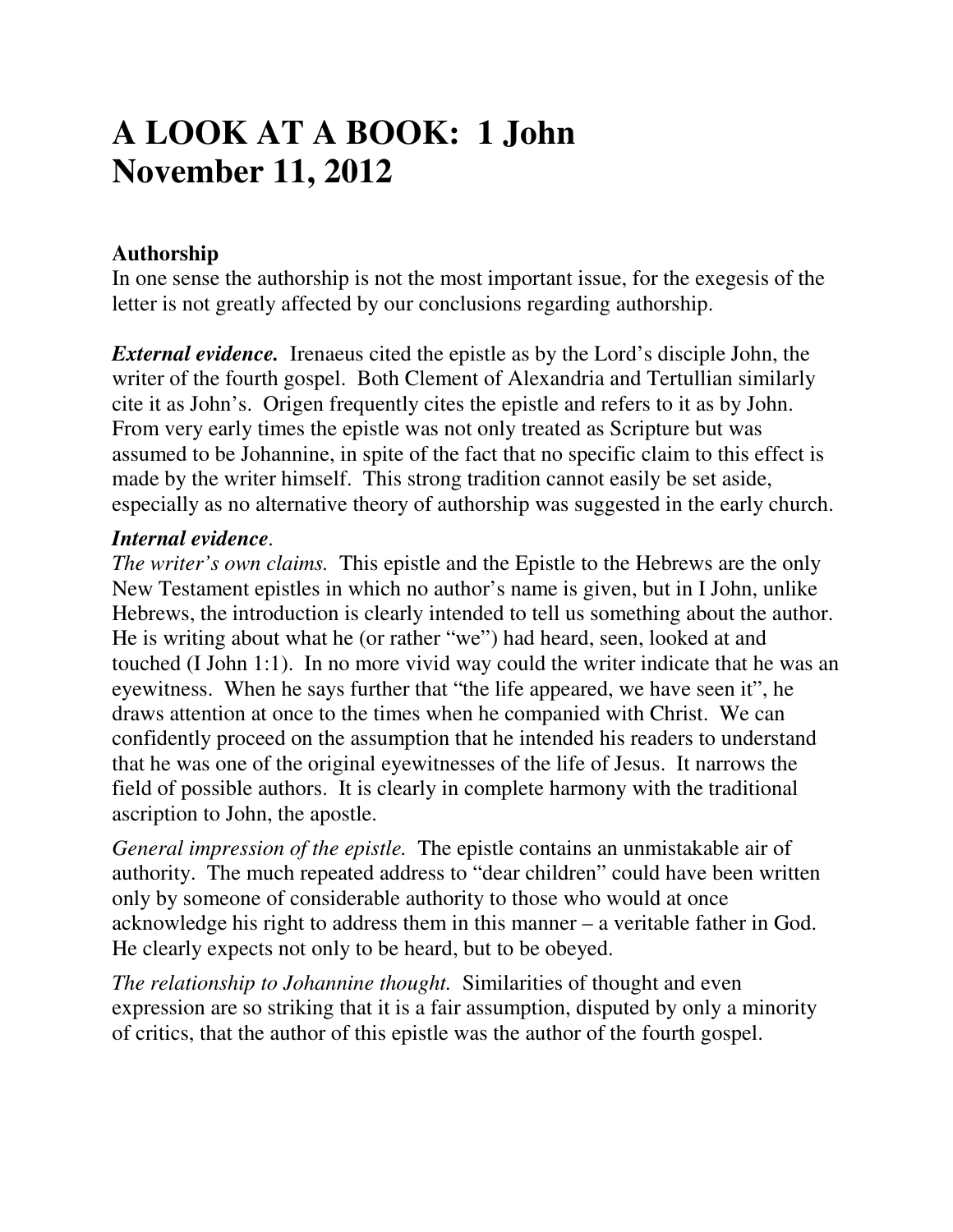# A LOOK AT A BOOK: 1 John
# November 11, 2012

**Authorship**
In one sense the authorship is not the most important issue, for the exegesis of the letter is not greatly affected by our conclusions regarding authorship.

***External evidence.*** Irenaeus cited the epistle as by the Lord's disciple John, the writer of the fourth gospel. Both Clement of Alexandria and Tertullian similarly cite it as John's. Origen frequently cites the epistle and refers to it as by John. From very early times the epistle was not only treated as Scripture but was assumed to be Johannine, in spite of the fact that no specific claim to this effect is made by the writer himself. This strong tradition cannot easily be set aside, especially as no alternative theory of authorship was suggested in the early church.

***Internal evidence***.

*The writer's own claims.* This epistle and the Epistle to the Hebrews are the only New Testament epistles in which no author's name is given, but in I John, unlike Hebrews, the introduction is clearly intended to tell us something about the author. He is writing about what he (or rather "we") had heard, seen, looked at and touched (I John 1:1). In no more vivid way could the writer indicate that he was an eyewitness. When he says further that "the life appeared, we have seen it", he draws attention at once to the times when he companied with Christ. We can confidently proceed on the assumption that he intended his readers to understand that he was one of the original eyewitnesses of the life of Jesus. It narrows the field of possible authors. It is clearly in complete harmony with the traditional ascription to John, the apostle.

*General impression of the epistle.* The epistle contains an unmistakable air of authority. The much repeated address to "dear children" could have been written only by someone of considerable authority to those who would at once acknowledge his right to address them in this manner – a veritable father in God. He clearly expects not only to be heard, but to be obeyed.

*The relationship to Johannine thought.* Similarities of thought and even expression are so striking that it is a fair assumption, disputed by only a minority of critics, that the author of this epistle was the author of the fourth gospel.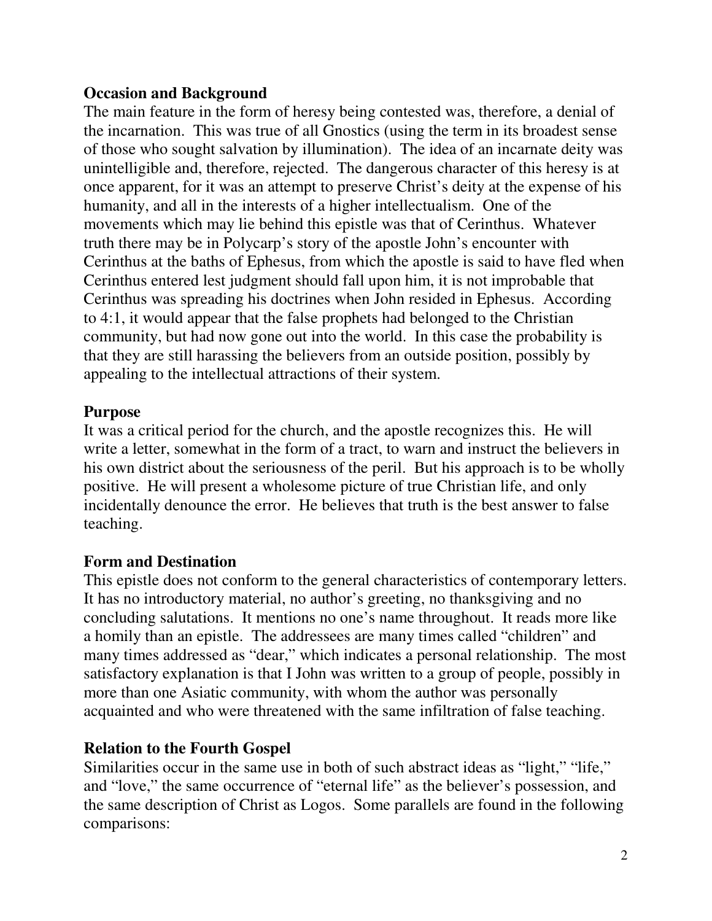**Occasion and Background**

The main feature in the form of heresy being contested was, therefore, a denial of the incarnation. This was true of all Gnostics (using the term in its broadest sense of those who sought salvation by illumination). The idea of an incarnate deity was unintelligible and, therefore, rejected. The dangerous character of this heresy is at once apparent, for it was an attempt to preserve Christ's deity at the expense of his humanity, and all in the interests of a higher intellectualism. One of the movements which may lie behind this epistle was that of Cerinthus. Whatever truth there may be in Polycarp's story of the apostle John's encounter with Cerinthus at the baths of Ephesus, from which the apostle is said to have fled when Cerinthus entered lest judgment should fall upon him, it is not improbable that Cerinthus was spreading his doctrines when John resided in Ephesus. According to 4:1, it would appear that the false prophets had belonged to the Christian community, but had now gone out into the world. In this case the probability is that they are still harassing the believers from an outside position, possibly by appealing to the intellectual attractions of their system.

**Purpose**

It was a critical period for the church, and the apostle recognizes this. He will write a letter, somewhat in the form of a tract, to warn and instruct the believers in his own district about the seriousness of the peril. But his approach is to be wholly positive. He will present a wholesome picture of true Christian life, and only incidentally denounce the error. He believes that truth is the best answer to false teaching.

**Form and Destination**

This epistle does not conform to the general characteristics of contemporary letters. It has no introductory material, no author's greeting, no thanksgiving and no concluding salutations. It mentions no one's name throughout. It reads more like a homily than an epistle. The addressees are many times called "children" and many times addressed as "dear," which indicates a personal relationship. The most satisfactory explanation is that I John was written to a group of people, possibly in more than one Asiatic community, with whom the author was personally acquainted and who were threatened with the same infiltration of false teaching.

**Relation to the Fourth Gospel**

Similarities occur in the same use in both of such abstract ideas as "light," "life," and "love," the same occurrence of "eternal life" as the believer's possession, and the same description of Christ as Logos. Some parallels are found in the following comparisons: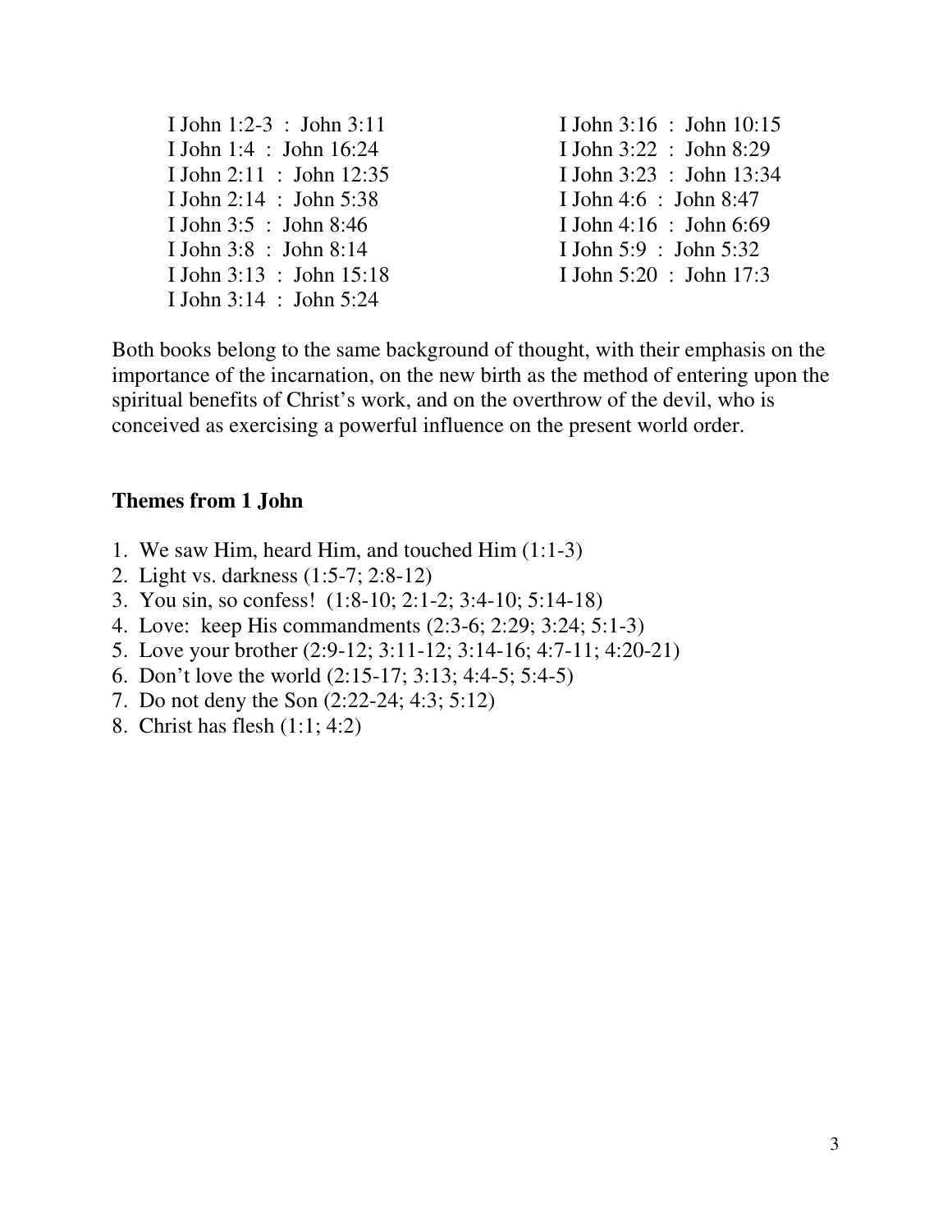I John 1:2-3 : John 3:11
I John 1:4 : John 16:24
I John 2:11 : John 12:35
I John 2:14 : John 5:38
I John 3:5 : John 8:46
I John 3:8 : John 8:14
I John 3:13 : John 15:18
I John 3:14 : John 5:24
I John 3:16 : John 10:15
I John 3:22 : John 8:29
I John 3:23 : John 13:34
I John 4:6 : John 8:47
I John 4:16 : John 6:69
I John 5:9 : John 5:32
I John 5:20 : John 17:3

Both books belong to the same background of thought, with their emphasis on the importance of the incarnation, on the new birth as the method of entering upon the spiritual benefits of Christ's work, and on the overthrow of the devil, who is conceived as exercising a powerful influence on the present world order.

**Themes from 1 John**

1. We saw Him, heard Him, and touched Him (1:1-3)
2. Light vs. darkness (1:5-7; 2:8-12)
3. You sin, so confess! (1:8-10; 2:1-2; 3:4-10; 5:14-18)
4. Love: keep His commandments (2:3-6; 2:29; 3:24; 5:1-3)
5. Love your brother (2:9-12; 3:11-12; 3:14-16; 4:7-11; 4:20-21)
6. Don't love the world (2:15-17; 3:13; 4:4-5; 5:4-5)
7. Do not deny the Son (2:22-24; 4:3; 5:12)
8. Christ has flesh (1:1; 4:2)